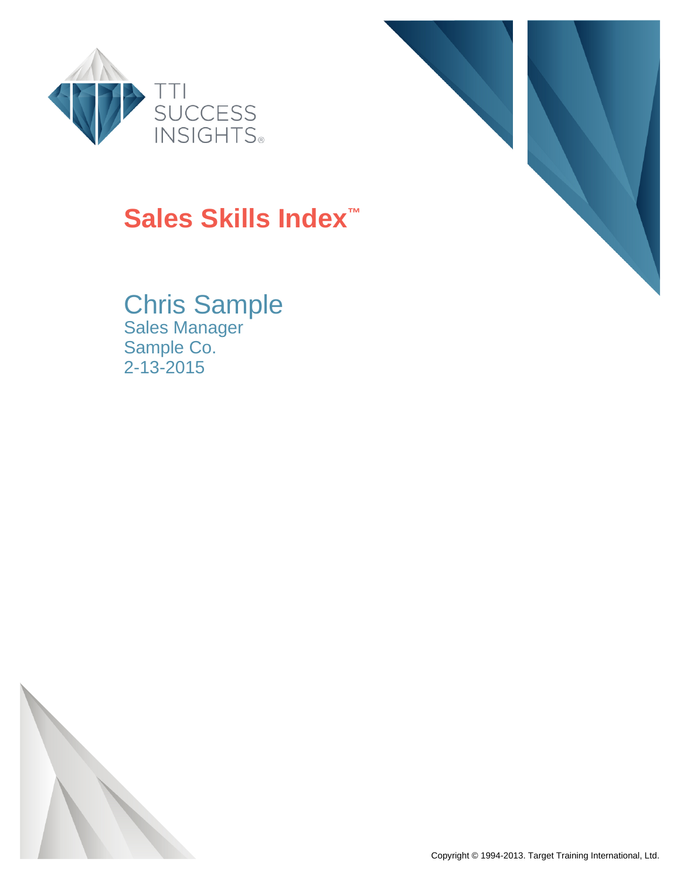TTI SUCCESS INSIGHTS®

# Sales Skills Index™

## Chris Sample

Sales Manager
Sample Co.
2-13-2015

Copyright © 1994-2013. Target Training International, Ltd.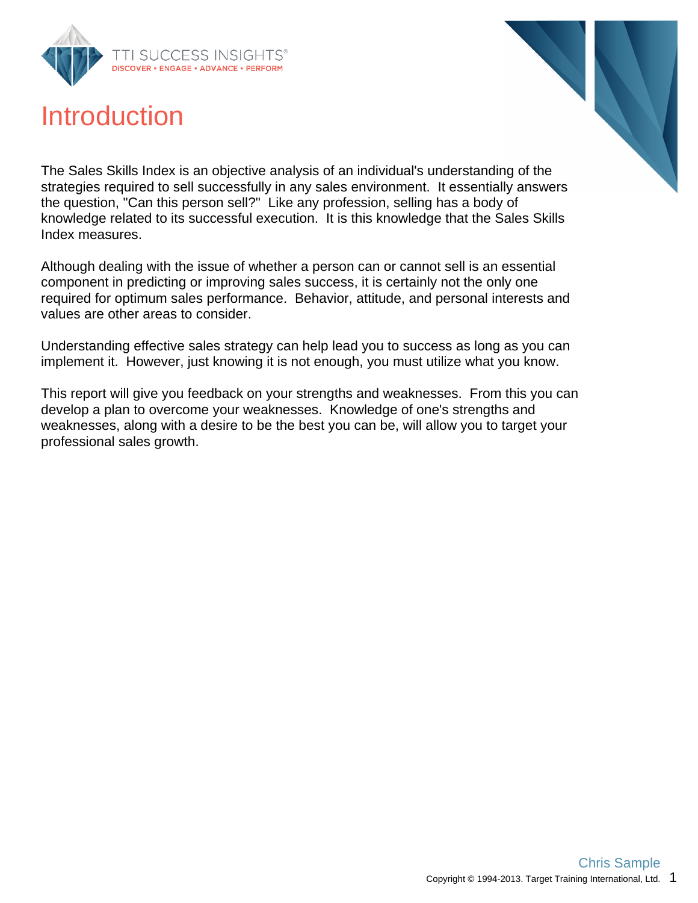# Introduction

The Sales Skills Index is an objective analysis of an individual's understanding of the strategies required to sell successfully in any sales environment. It essentially answers the question, "Can this person sell?" Like any profession, selling has a body of knowledge related to its successful execution. It is this knowledge that the Sales Skills Index measures.

Although dealing with the issue of whether a person can or cannot sell is an essential component in predicting or improving sales success, it is certainly not the only one required for optimum sales performance. Behavior, attitude, and personal interests and values are other areas to consider.

Understanding effective sales strategy can help lead you to success as long as you can implement it. However, just knowing it is not enough, you must utilize what you know.

This report will give you feedback on your strengths and weaknesses. From this you can develop a plan to overcome your weaknesses. Knowledge of one's strengths and weaknesses, along with a desire to be the best you can be, will allow you to target your professional sales growth.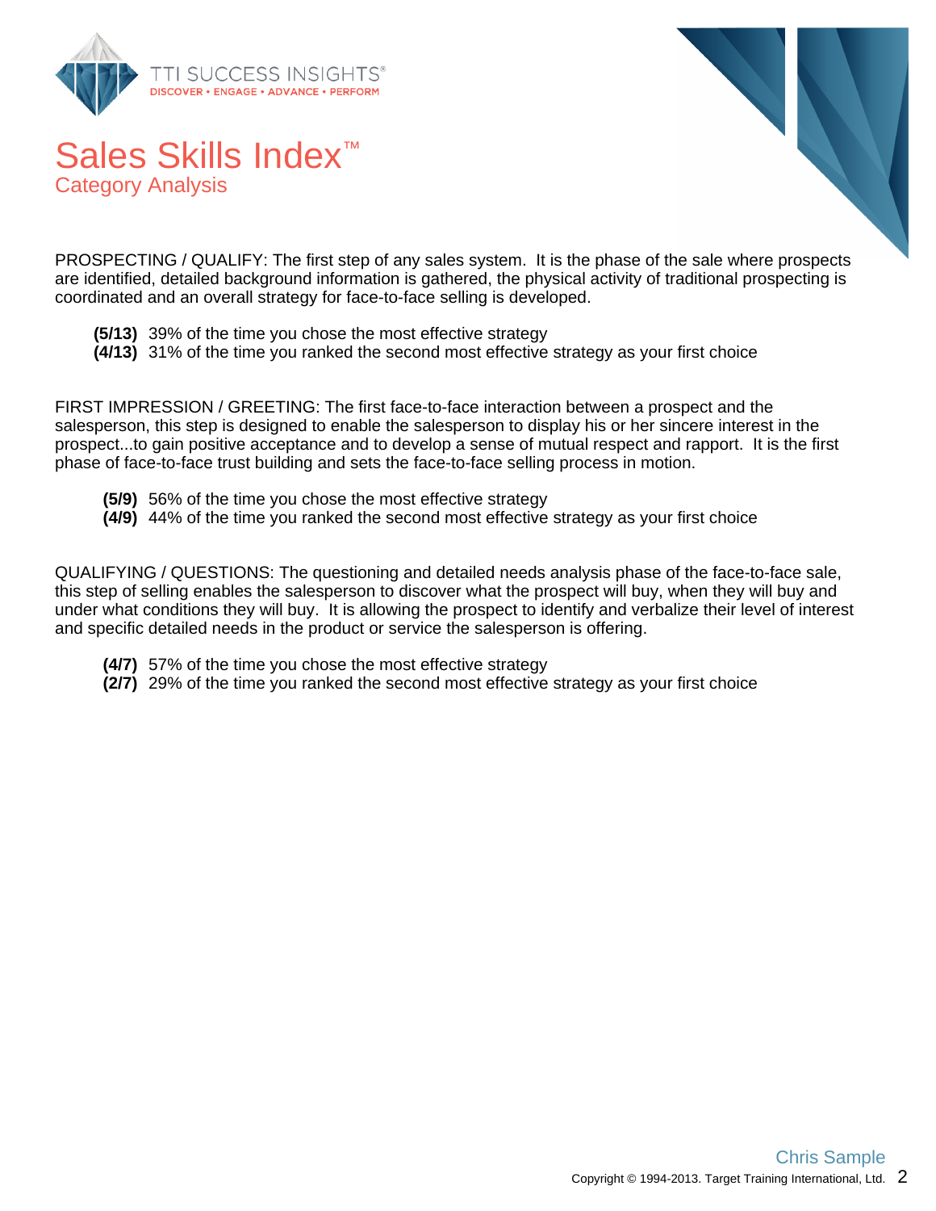# Sales Skills Index™

## Category Analysis

PROSPECTING / QUALIFY: The first step of any sales system. It is the phase of the sale where prospects are identified, detailed background information is gathered, the physical activity of traditional prospecting is coordinated and an overall strategy for face-to-face selling is developed.

- **(5/13)** 39% of the time you chose the most effective strategy
- **(4/13)** 31% of the time you ranked the second most effective strategy as your first choice

FIRST IMPRESSION / GREETING: The first face-to-face interaction between a prospect and the salesperson, this step is designed to enable the salesperson to display his or her sincere interest in the prospect...to gain positive acceptance and to develop a sense of mutual respect and rapport. It is the first phase of face-to-face trust building and sets the face-to-face selling process in motion.

- **(5/9)** 56% of the time you chose the most effective strategy
- **(4/9)** 44% of the time you ranked the second most effective strategy as your first choice

QUALIFYING / QUESTIONS: The questioning and detailed needs analysis phase of the face-to-face sale, this step of selling enables the salesperson to discover what the prospect will buy, when they will buy and under what conditions they will buy. It is allowing the prospect to identify and verbalize their level of interest and specific detailed needs in the product or service the salesperson is offering.

- **(4/7)** 57% of the time you chose the most effective strategy
- **(2/7)** 29% of the time you ranked the second most effective strategy as your first choice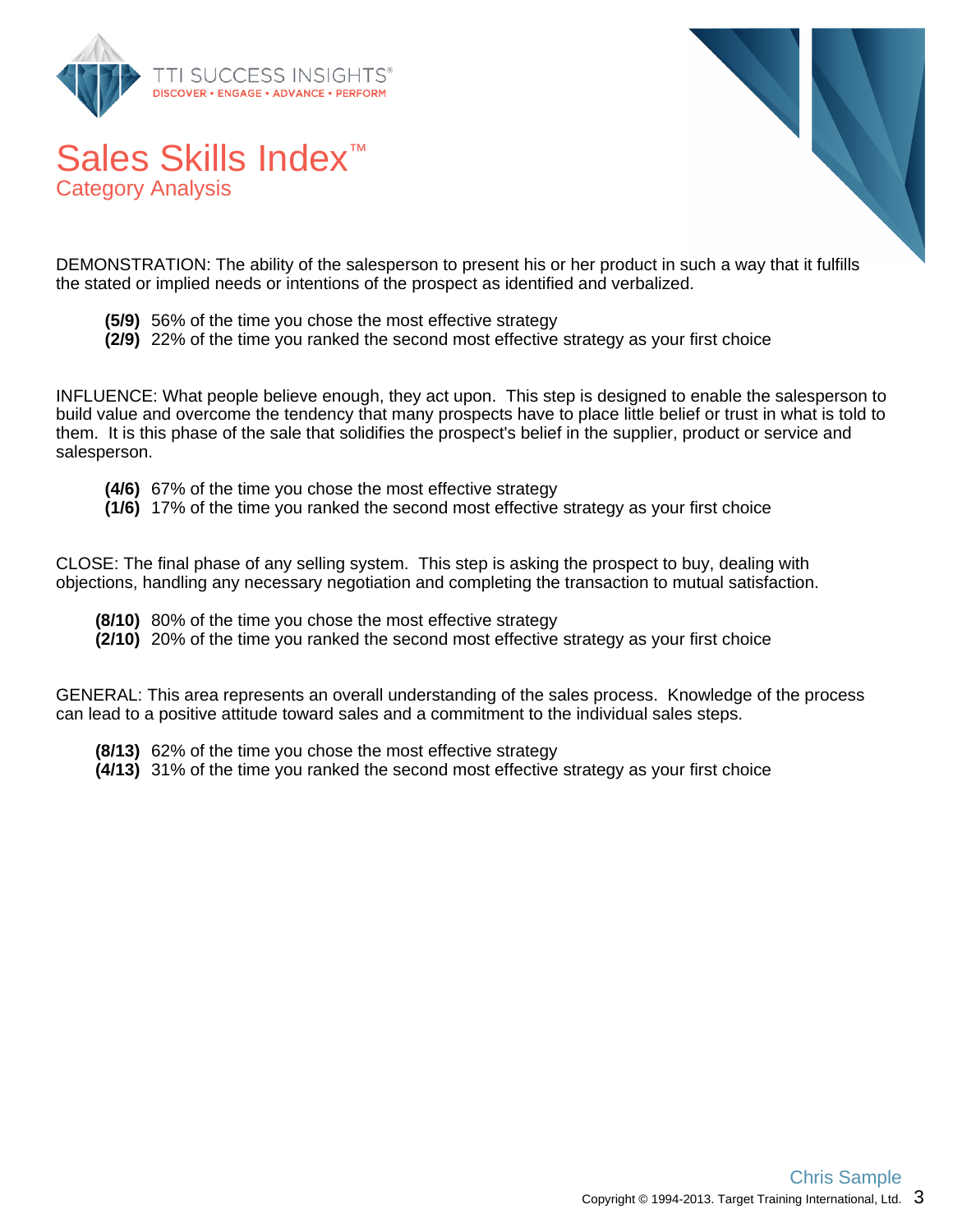# Sales Skills Index™

## Category Analysis

DEMONSTRATION: The ability of the salesperson to present his or her product in such a way that it fulfills the stated or implied needs or intentions of the prospect as identified and verbalized.

- **(5/9)** 56% of the time you chose the most effective strategy
- **(2/9)** 22% of the time you ranked the second most effective strategy as your first choice

INFLUENCE: What people believe enough, they act upon. This step is designed to enable the salesperson to build value and overcome the tendency that many prospects have to place little belief or trust in what is told to them. It is this phase of the sale that solidifies the prospect's belief in the supplier, product or service and salesperson.

- **(4/6)** 67% of the time you chose the most effective strategy
- **(1/6)** 17% of the time you ranked the second most effective strategy as your first choice

CLOSE: The final phase of any selling system. This step is asking the prospect to buy, dealing with objections, handling any necessary negotiation and completing the transaction to mutual satisfaction.

- **(8/10)** 80% of the time you chose the most effective strategy
- **(2/10)** 20% of the time you ranked the second most effective strategy as your first choice

GENERAL: This area represents an overall understanding of the sales process. Knowledge of the process can lead to a positive attitude toward sales and a commitment to the individual sales steps.

- **(8/13)** 62% of the time you chose the most effective strategy
- **(4/13)** 31% of the time you ranked the second most effective strategy as your first choice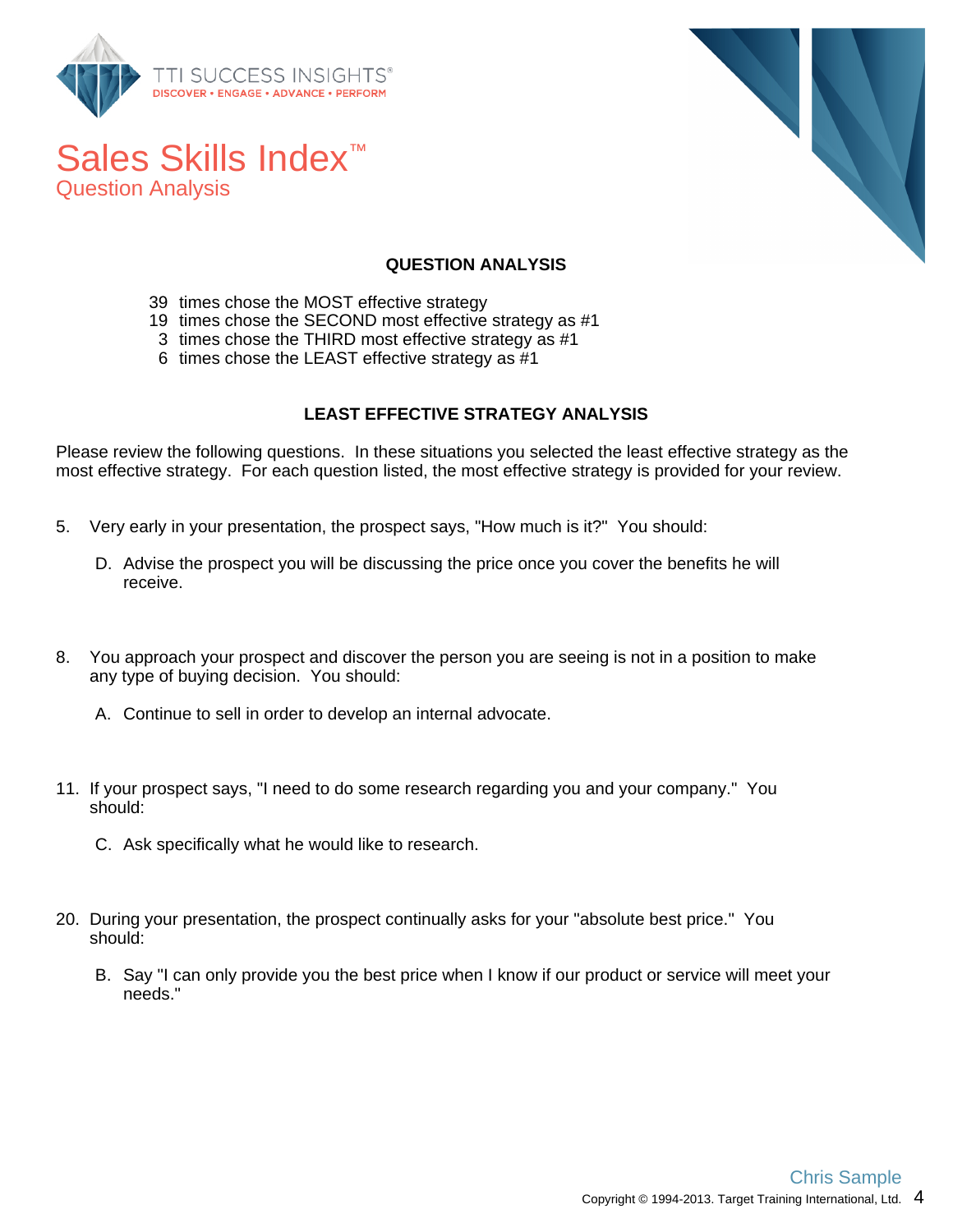# Sales Skills Index™

## Question Analysis

### QUESTION ANALYSIS

39 times chose the MOST effective strategy
19 times chose the SECOND most effective strategy as #1
3 times chose the THIRD most effective strategy as #1
6 times chose the LEAST effective strategy as #1

### LEAST EFFECTIVE STRATEGY ANALYSIS

Please review the following questions. In these situations you selected the least effective strategy as the most effective strategy. For each question listed, the most effective strategy is provided for your review.

5. Very early in your presentation, the prospect says, "How much is it?" You should:

   D. Advise the prospect you will be discussing the price once you cover the benefits he will receive.

8. You approach your prospect and discover the person you are seeing is not in a position to make any type of buying decision. You should:

   A. Continue to sell in order to develop an internal advocate.

11. If your prospect says, "I need to do some research regarding you and your company." You should:

    C. Ask specifically what he would like to research.

20. During your presentation, the prospect continually asks for your "absolute best price." You should:

    B. Say "I can only provide you the best price when I know if our product or service will meet your needs."

Chris Sample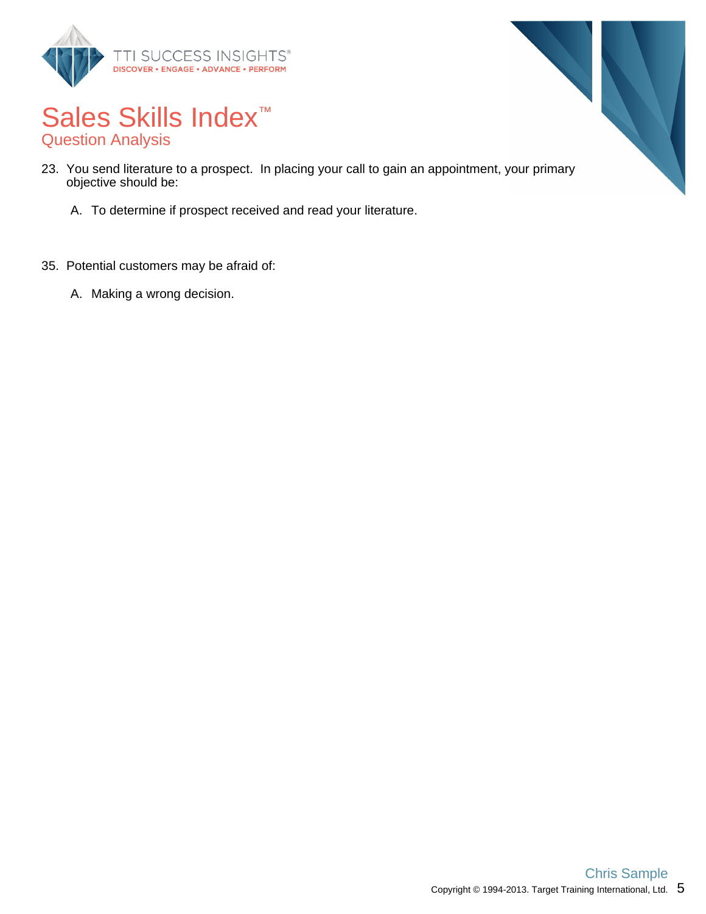# Sales Skills Index™

## Question Analysis

23. You send literature to a prospect. In placing your call to gain an appointment, your primary objective should be:

    A. To determine if prospect received and read your literature.

35. Potential customers may be afraid of:

    A. Making a wrong decision.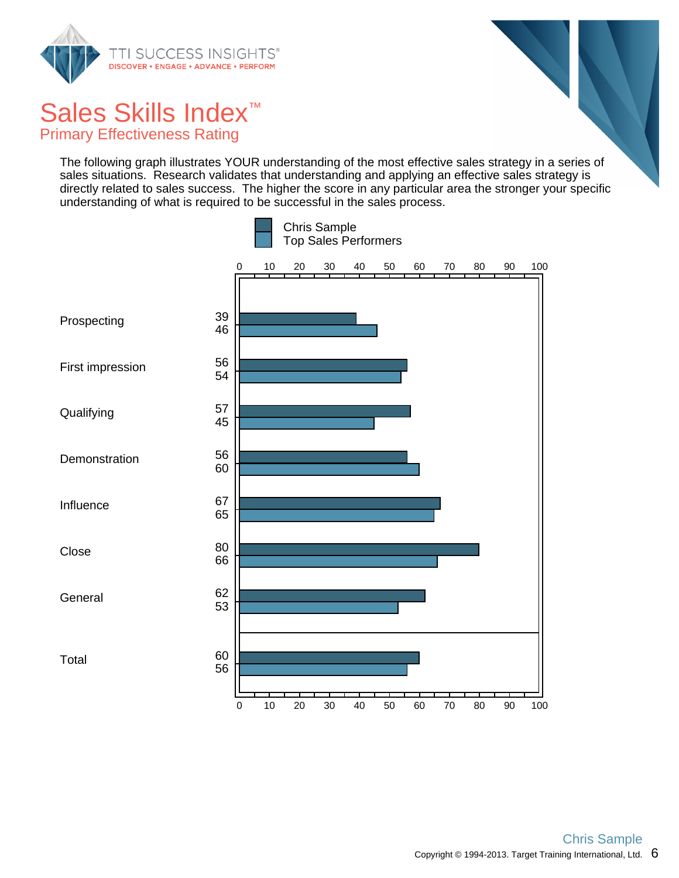# Sales Skills Index™

## Primary Effectiveness Rating

The following graph illustrates YOUR understanding of the most effective sales strategy in a series of sales situations. Research validates that understanding and applying an effective sales strategy is directly related to sales success. The higher the score in any particular area the stronger your specific understanding of what is required to be successful in the sales process.

| | Chris Sample | Top Sales Performers |
|---|---|---|
| Prospecting | 39 | 46 |
| First impression | 56 | 54 |
| Qualifying | 57 | 45 |
| Demonstration | 56 | 60 |
| Influence | 67 | 65 |
| Close | 80 | 66 |
| General | 62 | 53 |
| Total | 60 | 56 |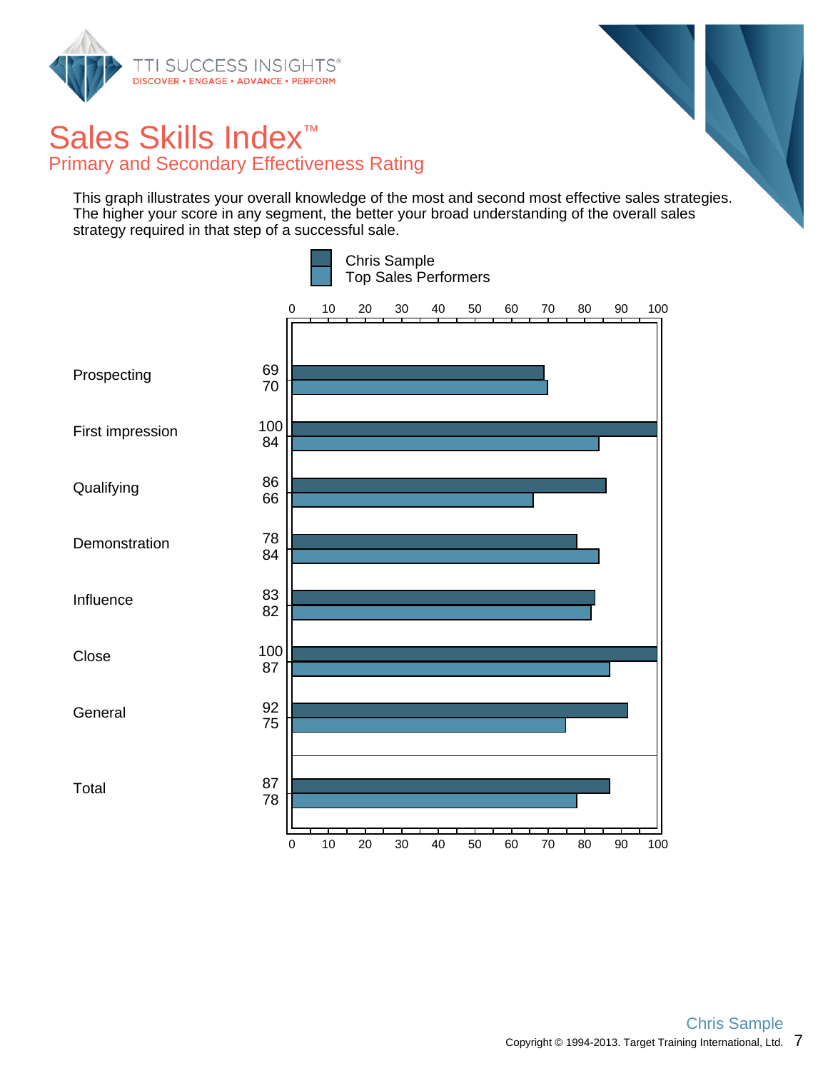# Sales Skills Index™

## Primary and Secondary Effectiveness Rating

This graph illustrates your overall knowledge of the most and second most effective sales strategies. The higher your score in any segment, the better your broad understanding of the overall sales strategy required in that step of a successful sale.

| | Chris Sample | Top Sales Performers |
|---|---|---|
| Prospecting | 69 | 70 |
| First impression | 100 | 84 |
| Qualifying | 86 | 66 |
| Demonstration | 78 | 84 |
| Influence | 83 | 82 |
| Close | 100 | 87 |
| General | 92 | 75 |
| Total | 87 | 78 |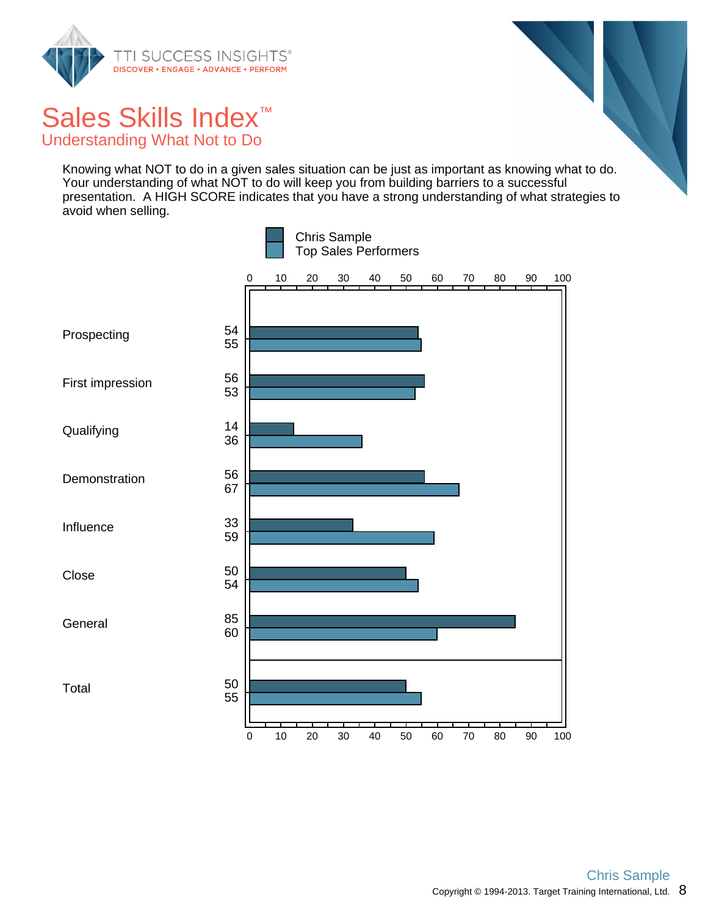TTI SUCCESS INSIGHTS®

DISCOVER • ENGAGE • ADVANCE • PERFORM

# Sales Skills Index™

## Understanding What Not to Do

Knowing what NOT to do in a given sales situation can be just as important as knowing what to do. Your understanding of what NOT to do will keep you from building barriers to a successful presentation. A HIGH SCORE indicates that you have a strong understanding of what strategies to avoid when selling.

Chris Sample
Top Sales Performers

0 10 20 30 40 50 60 70 80 90 100

Prospecting 54 55

First impression 56 53

Qualifying 14 36

Demonstration 56 67

Influence 33 59

Close 50 54

General 85 60

Total 50 55

0 10 20 30 40 50 60 70 80 90 100

Chris Sample

Copyright © 1994-2013. Target Training International, Ltd.